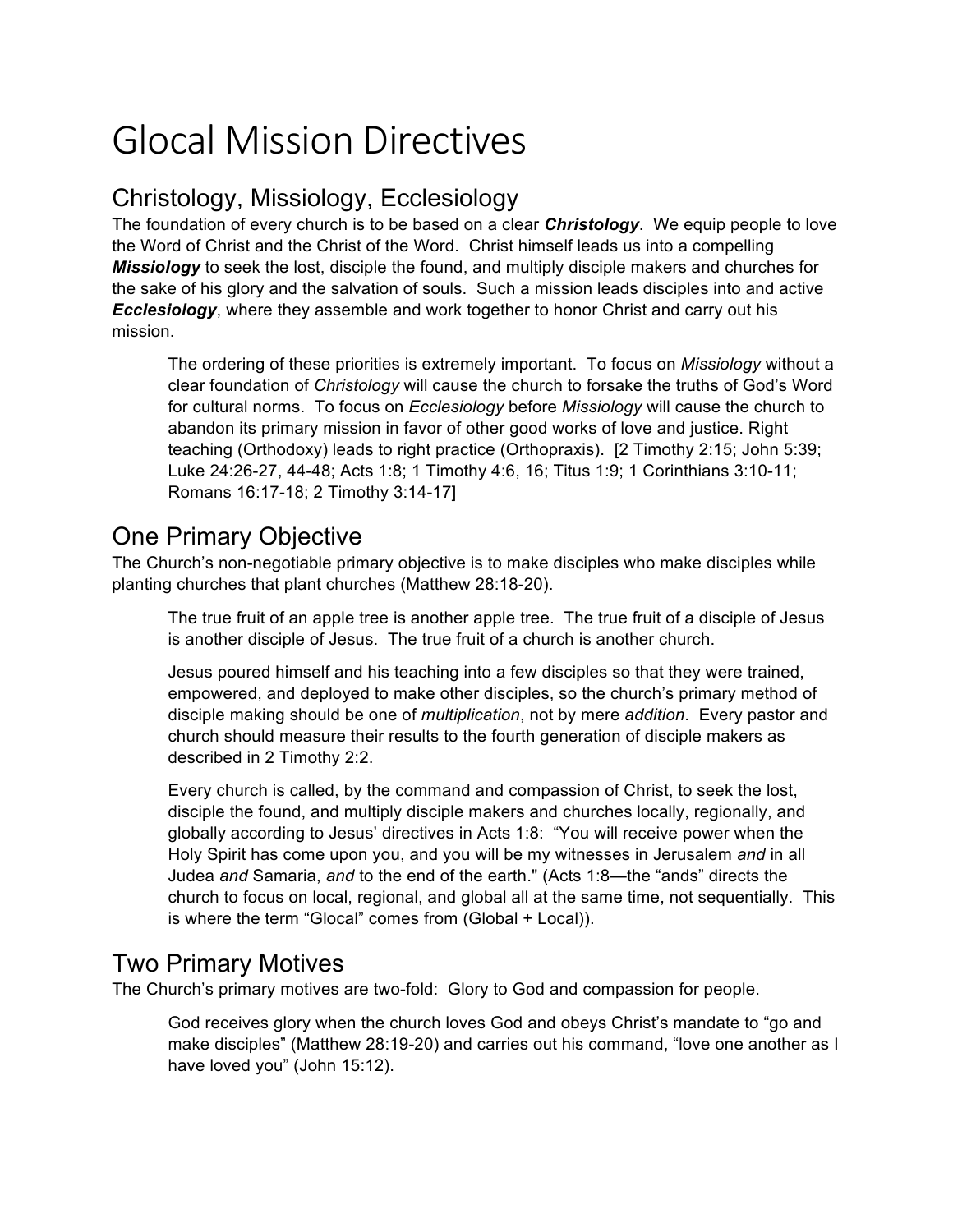# Glocal Mission Directives

## Christology, Missiology, Ecclesiology

The foundation of every church is to be based on a clear ***Christology***. We equip people to love the Word of Christ and the Christ of the Word. Christ himself leads us into a compelling ***Missiology*** to seek the lost, disciple the found, and multiply disciple makers and churches for the sake of his glory and the salvation of souls. Such a mission leads disciples into and active ***Ecclesiology***, where they assemble and work together to honor Christ and carry out his mission.

> The ordering of these priorities is extremely important. To focus on *Missiology* without a clear foundation of *Christology* will cause the church to forsake the truths of God's Word for cultural norms. To focus on *Ecclesiology* before *Missiology* will cause the church to abandon its primary mission in favor of other good works of love and justice. Right teaching (Orthodoxy) leads to right practice (Orthopraxis). [2 Timothy 2:15; John 5:39; Luke 24:26-27, 44-48; Acts 1:8; 1 Timothy 4:6, 16; Titus 1:9; 1 Corinthians 3:10-11; Romans 16:17-18; 2 Timothy 3:14-17]

## One Primary Objective

The Church's non-negotiable primary objective is to make disciples who make disciples while planting churches that plant churches (Matthew 28:18-20).

> The true fruit of an apple tree is another apple tree. The true fruit of a disciple of Jesus is another disciple of Jesus. The true fruit of a church is another church.
>
> Jesus poured himself and his teaching into a few disciples so that they were trained, empowered, and deployed to make other disciples, so the church's primary method of disciple making should be one of *multiplication*, not by mere *addition*. Every pastor and church should measure their results to the fourth generation of disciple makers as described in 2 Timothy 2:2.
>
> Every church is called, by the command and compassion of Christ, to seek the lost, disciple the found, and multiply disciple makers and churches locally, regionally, and globally according to Jesus' directives in Acts 1:8: "You will receive power when the Holy Spirit has come upon you, and you will be my witnesses in Jerusalem *and* in all Judea *and* Samaria, *and* to the end of the earth." (Acts 1:8—the "ands" directs the church to focus on local, regional, and global all at the same time, not sequentially. This is where the term "Glocal" comes from (Global + Local)).

## Two Primary Motives

The Church's primary motives are two-fold: Glory to God and compassion for people.

> God receives glory when the church loves God and obeys Christ's mandate to "go and make disciples" (Matthew 28:19-20) and carries out his command, "love one another as I have loved you" (John 15:12).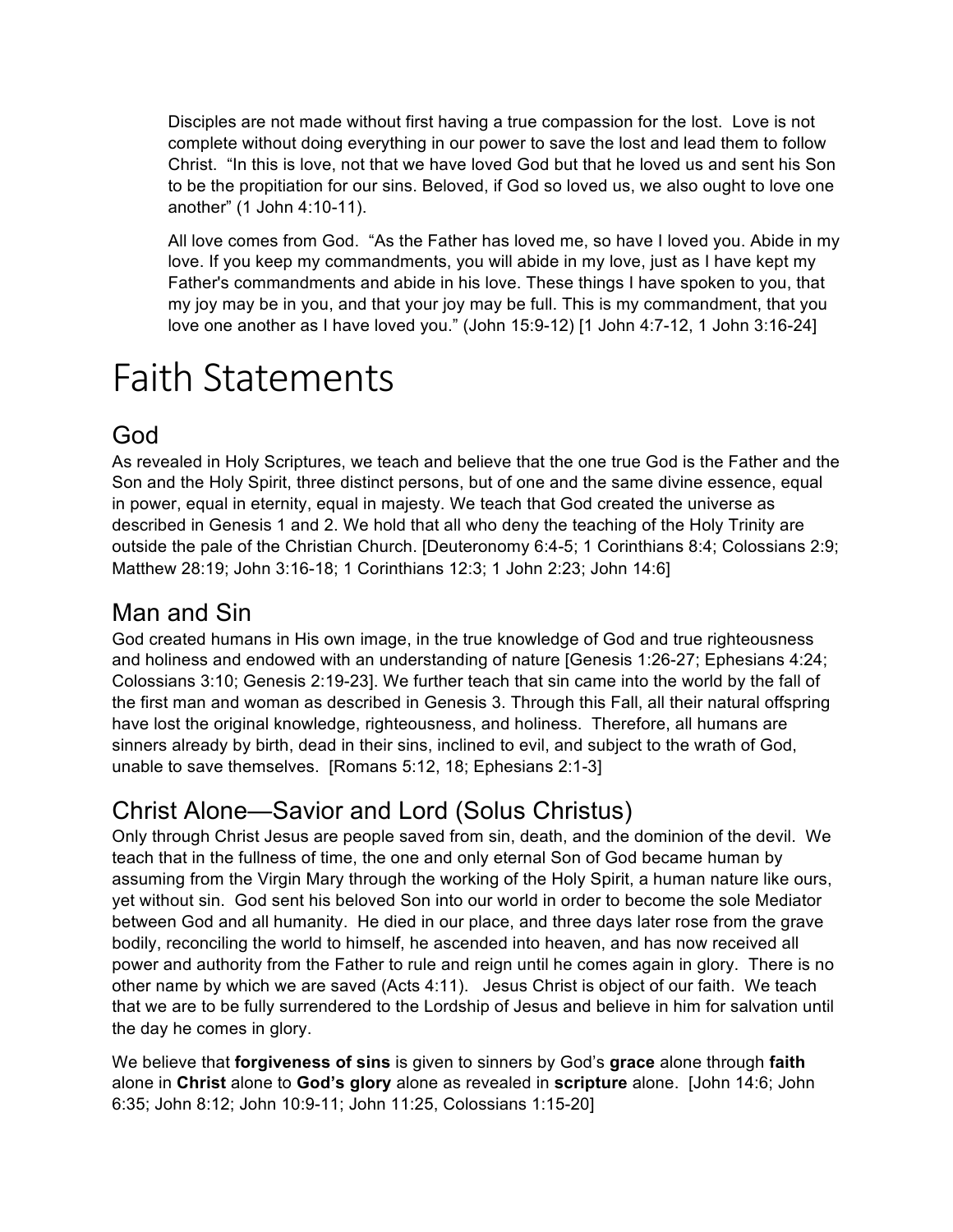Disciples are not made without first having a true compassion for the lost. Love is not complete without doing everything in our power to save the lost and lead them to follow Christ. "In this is love, not that we have loved God but that he loved us and sent his Son to be the propitiation for our sins. Beloved, if God so loved us, we also ought to love one another" (1 John 4:10-11).

All love comes from God. "As the Father has loved me, so have I loved you. Abide in my love. If you keep my commandments, you will abide in my love, just as I have kept my Father's commandments and abide in his love. These things I have spoken to you, that my joy may be in you, and that your joy may be full. This is my commandment, that you love one another as I have loved you." (John 15:9-12) [1 John 4:7-12, 1 John 3:16-24]

# Faith Statements

## God

As revealed in Holy Scriptures, we teach and believe that the one true God is the Father and the Son and the Holy Spirit, three distinct persons, but of one and the same divine essence, equal in power, equal in eternity, equal in majesty. We teach that God created the universe as described in Genesis 1 and 2. We hold that all who deny the teaching of the Holy Trinity are outside the pale of the Christian Church. [Deuteronomy 6:4-5; 1 Corinthians 8:4; Colossians 2:9; Matthew 28:19; John 3:16-18; 1 Corinthians 12:3; 1 John 2:23; John 14:6]

## Man and Sin

God created humans in His own image, in the true knowledge of God and true righteousness and holiness and endowed with an understanding of nature [Genesis 1:26-27; Ephesians 4:24; Colossians 3:10; Genesis 2:19-23]. We further teach that sin came into the world by the fall of the first man and woman as described in Genesis 3. Through this Fall, all their natural offspring have lost the original knowledge, righteousness, and holiness. Therefore, all humans are sinners already by birth, dead in their sins, inclined to evil, and subject to the wrath of God, unable to save themselves. [Romans 5:12, 18; Ephesians 2:1-3]

## Christ Alone—Savior and Lord (Solus Christus)

Only through Christ Jesus are people saved from sin, death, and the dominion of the devil. We teach that in the fullness of time, the one and only eternal Son of God became human by assuming from the Virgin Mary through the working of the Holy Spirit, a human nature like ours, yet without sin. God sent his beloved Son into our world in order to become the sole Mediator between God and all humanity. He died in our place, and three days later rose from the grave bodily, reconciling the world to himself, he ascended into heaven, and has now received all power and authority from the Father to rule and reign until he comes again in glory. There is no other name by which we are saved (Acts 4:11). Jesus Christ is object of our faith. We teach that we are to be fully surrendered to the Lordship of Jesus and believe in him for salvation until the day he comes in glory.

We believe that **forgiveness of sins** is given to sinners by God's **grace** alone through **faith** alone in **Christ** alone to **God's glory** alone as revealed in **scripture** alone. [John 14:6; John 6:35; John 8:12; John 10:9-11; John 11:25, Colossians 1:15-20]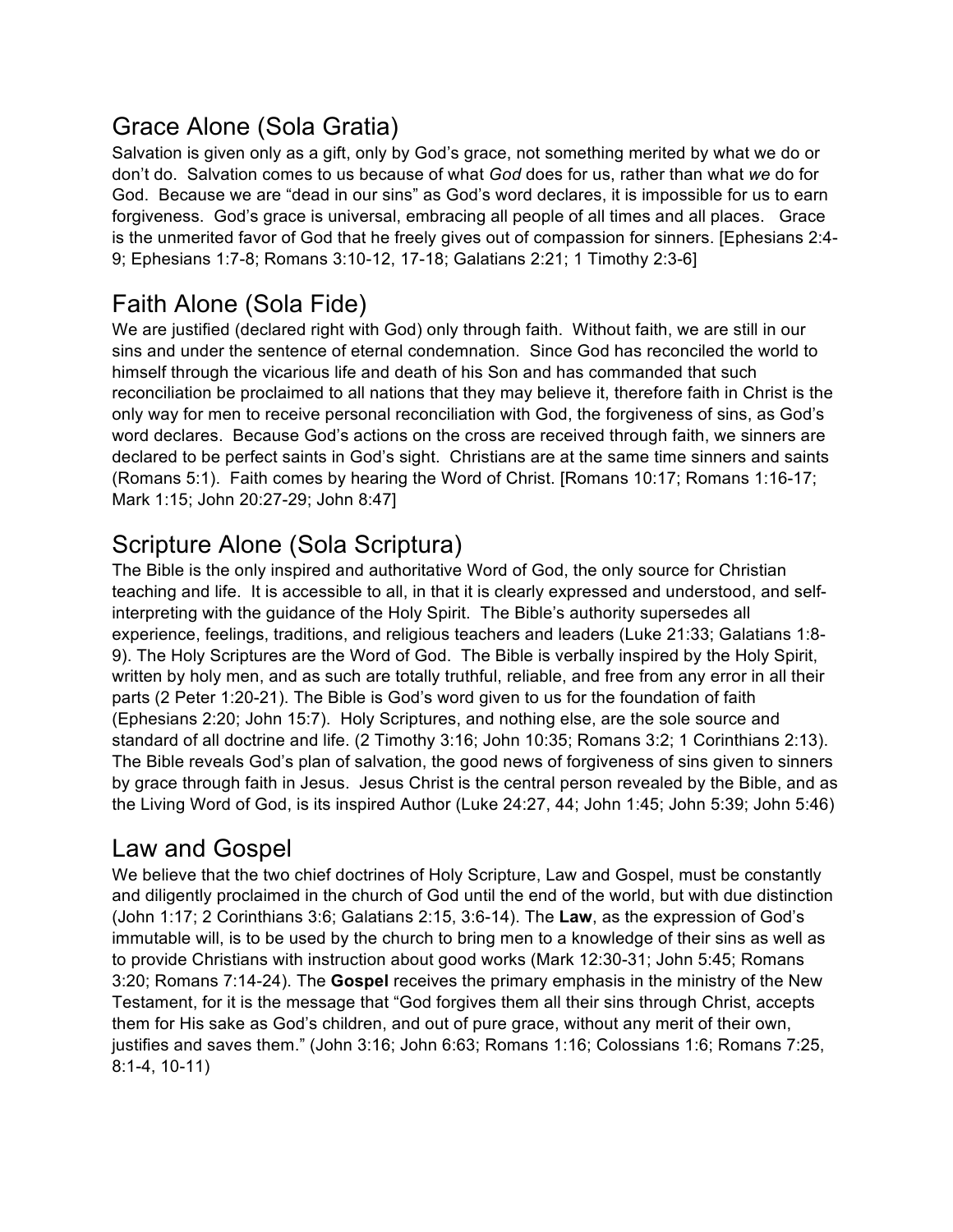## Grace Alone (Sola Gratia)

Salvation is given only as a gift, only by God's grace, not something merited by what we do or don't do. Salvation comes to us because of what *God* does for us, rather than what *we* do for God. Because we are "dead in our sins" as God's word declares, it is impossible for us to earn forgiveness. God's grace is universal, embracing all people of all times and all places. Grace is the unmerited favor of God that he freely gives out of compassion for sinners. [Ephesians 2:4-9; Ephesians 1:7-8; Romans 3:10-12, 17-18; Galatians 2:21; 1 Timothy 2:3-6]

## Faith Alone (Sola Fide)

We are justified (declared right with God) only through faith. Without faith, we are still in our sins and under the sentence of eternal condemnation. Since God has reconciled the world to himself through the vicarious life and death of his Son and has commanded that such reconciliation be proclaimed to all nations that they may believe it, therefore faith in Christ is the only way for men to receive personal reconciliation with God, the forgiveness of sins, as God's word declares. Because God's actions on the cross are received through faith, we sinners are declared to be perfect saints in God's sight. Christians are at the same time sinners and saints (Romans 5:1). Faith comes by hearing the Word of Christ. [Romans 10:17; Romans 1:16-17; Mark 1:15; John 20:27-29; John 8:47]

## Scripture Alone (Sola Scriptura)

The Bible is the only inspired and authoritative Word of God, the only source for Christian teaching and life. It is accessible to all, in that it is clearly expressed and understood, and self-interpreting with the guidance of the Holy Spirit. The Bible's authority supersedes all experience, feelings, traditions, and religious teachers and leaders (Luke 21:33; Galatians 1:8-9). The Holy Scriptures are the Word of God. The Bible is verbally inspired by the Holy Spirit, written by holy men, and as such are totally truthful, reliable, and free from any error in all their parts (2 Peter 1:20-21). The Bible is God's word given to us for the foundation of faith (Ephesians 2:20; John 15:7). Holy Scriptures, and nothing else, are the sole source and standard of all doctrine and life. (2 Timothy 3:16; John 10:35; Romans 3:2; 1 Corinthians 2:13). The Bible reveals God's plan of salvation, the good news of forgiveness of sins given to sinners by grace through faith in Jesus. Jesus Christ is the central person revealed by the Bible, and as the Living Word of God, is its inspired Author (Luke 24:27, 44; John 1:45; John 5:39; John 5:46)

## Law and Gospel

We believe that the two chief doctrines of Holy Scripture, Law and Gospel, must be constantly and diligently proclaimed in the church of God until the end of the world, but with due distinction (John 1:17; 2 Corinthians 3:6; Galatians 2:15, 3:6-14). The **Law**, as the expression of God's immutable will, is to be used by the church to bring men to a knowledge of their sins as well as to provide Christians with instruction about good works (Mark 12:30-31; John 5:45; Romans 3:20; Romans 7:14-24). The **Gospel** receives the primary emphasis in the ministry of the New Testament, for it is the message that "God forgives them all their sins through Christ, accepts them for His sake as God's children, and out of pure grace, without any merit of their own, justifies and saves them." (John 3:16; John 6:63; Romans 1:16; Colossians 1:6; Romans 7:25, 8:1-4, 10-11)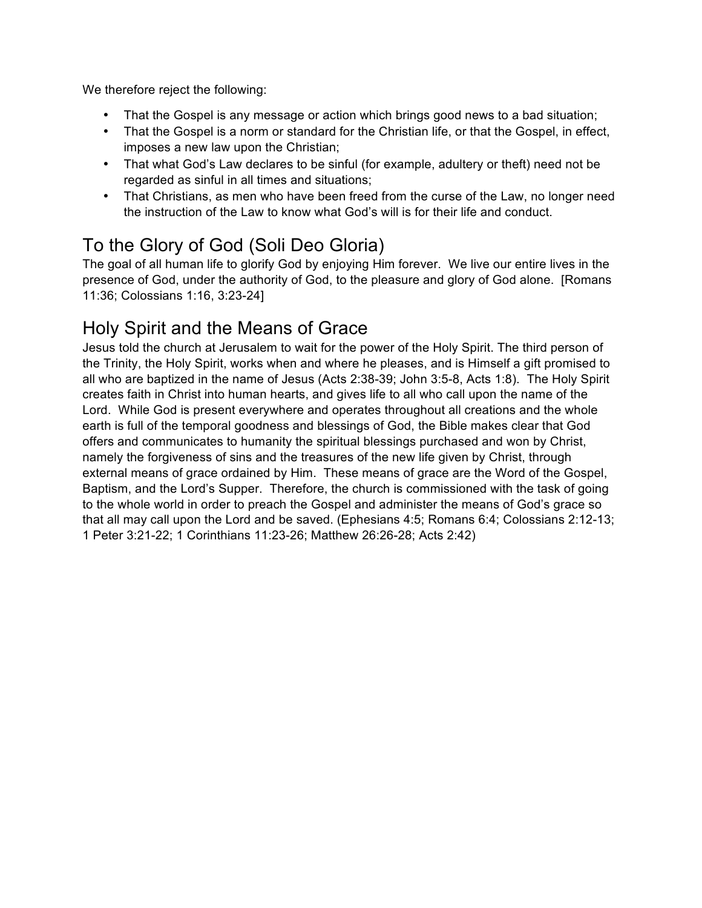We therefore reject the following:

- That the Gospel is any message or action which brings good news to a bad situation;
- That the Gospel is a norm or standard for the Christian life, or that the Gospel, in effect, imposes a new law upon the Christian;
- That what God's Law declares to be sinful (for example, adultery or theft) need not be regarded as sinful in all times and situations;
- That Christians, as men who have been freed from the curse of the Law, no longer need the instruction of the Law to know what God's will is for their life and conduct.

## To the Glory of God (Soli Deo Gloria)

The goal of all human life to glorify God by enjoying Him forever. We live our entire lives in the presence of God, under the authority of God, to the pleasure and glory of God alone. [Romans 11:36; Colossians 1:16, 3:23-24]

## Holy Spirit and the Means of Grace

Jesus told the church at Jerusalem to wait for the power of the Holy Spirit. The third person of the Trinity, the Holy Spirit, works when and where he pleases, and is Himself a gift promised to all who are baptized in the name of Jesus (Acts 2:38-39; John 3:5-8, Acts 1:8). The Holy Spirit creates faith in Christ into human hearts, and gives life to all who call upon the name of the Lord. While God is present everywhere and operates throughout all creations and the whole earth is full of the temporal goodness and blessings of God, the Bible makes clear that God offers and communicates to humanity the spiritual blessings purchased and won by Christ, namely the forgiveness of sins and the treasures of the new life given by Christ, through external means of grace ordained by Him. These means of grace are the Word of the Gospel, Baptism, and the Lord's Supper. Therefore, the church is commissioned with the task of going to the whole world in order to preach the Gospel and administer the means of God's grace so that all may call upon the Lord and be saved. (Ephesians 4:5; Romans 6:4; Colossians 2:12-13; 1 Peter 3:21-22; 1 Corinthians 11:23-26; Matthew 26:26-28; Acts 2:42)